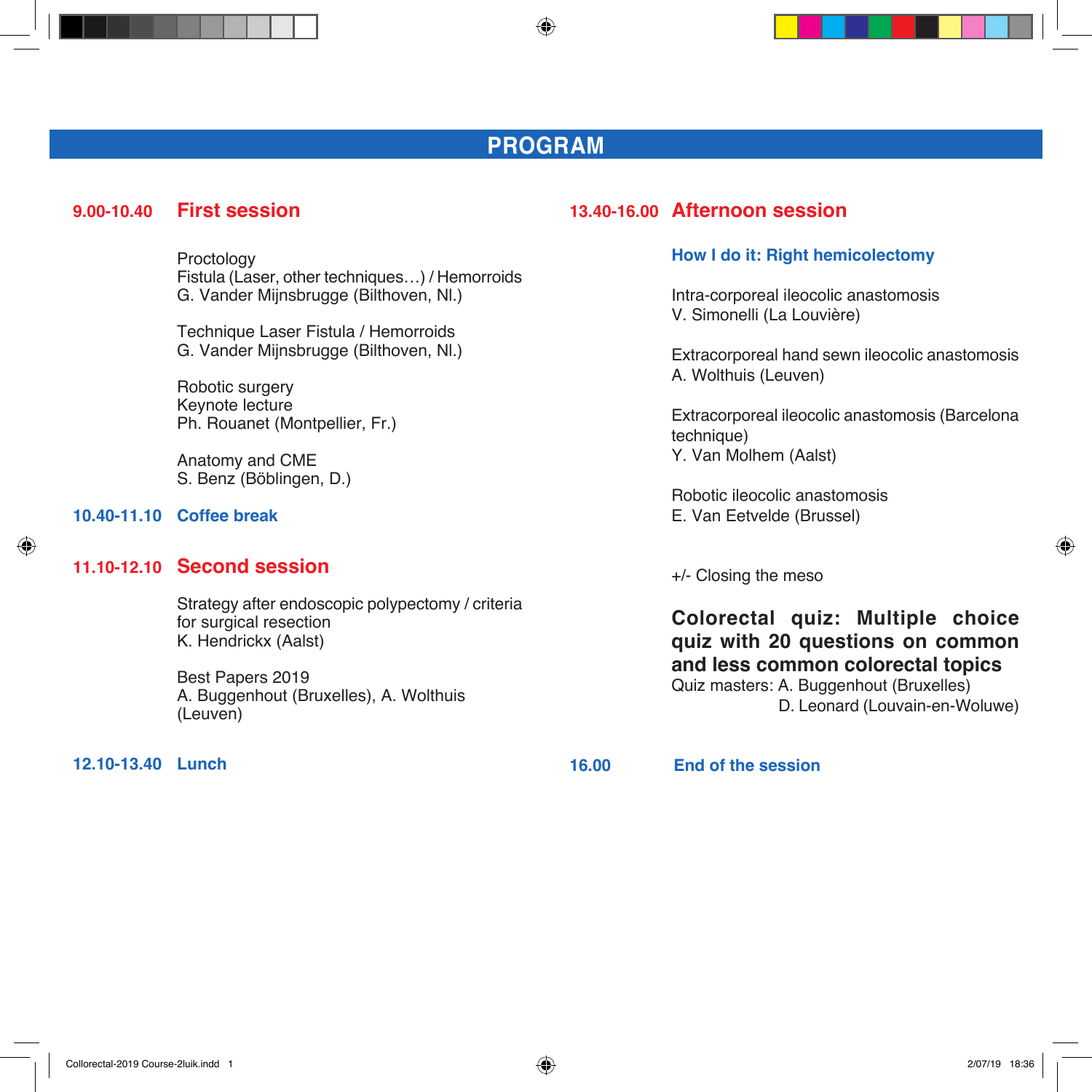# PROGRAM

## 9.00-10.40 First session

Proctology
Fistula (Laser, other techniques…) / Hemorroids
G. Vander Mijnsbrugge (Bilthoven, Nl.)

Technique Laser Fistula / Hemorroids
G. Vander Mijnsbrugge (Bilthoven, Nl.)

Robotic surgery
Keynote lecture
Ph. Rouanet (Montpellier, Fr.)

Anatomy and CME
S. Benz (Böblingen, D.)

## 10.40-11.10 Coffee break

## 11.10-12.10 Second session

Strategy after endoscopic polypectomy / criteria for surgical resection
K. Hendrickx (Aalst)

Best Papers 2019
A. Buggenhout (Bruxelles), A. Wolthuis (Leuven)

## 12.10-13.40 Lunch

## 13.40-16.00 Afternoon session

### How I do it: Right hemicolectomy

Intra-corporeal ileocolic anastomosis
V. Simonelli (La Louvière)

Extracorporeal hand sewn ileocolic anastomosis
A. Wolthuis (Leuven)

Extracorporeal ileocolic anastomosis (Barcelona technique)
Y. Van Molhem (Aalst)

Robotic ileocolic anastomosis
E. Van Eetvelde (Brussel)

+/- Closing the meso

**Colorectal quiz: Multiple choice quiz with 20 questions on common and less common colorectal topics**
Quiz masters: A. Buggenhout (Bruxelles)
D. Leonard (Louvain-en-Woluwe)

## 16.00 End of the session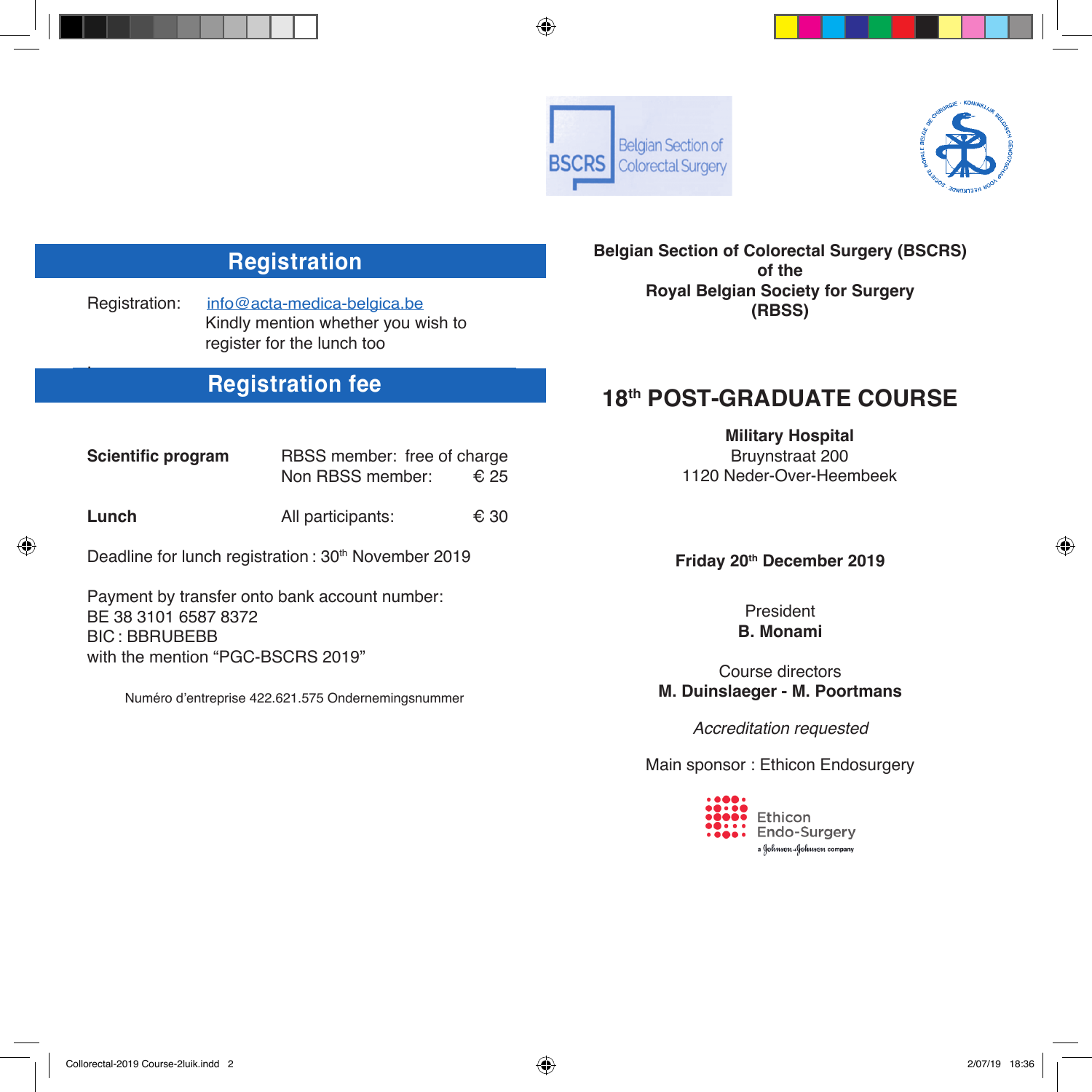## Registration

Registration: info@acta-medica-belgica.be
Kindly mention whether you wish to register for the lunch too

## Registration fee

| | | |
|---|---|---|
| **Scientific program** | RBSS member: free of charge | |
| | Non RBSS member: | € 25 |
| **Lunch** | All participants: | € 30 |

Deadline for lunch registration : 30th November 2019

Payment by transfer onto bank account number:
BE 38 3101 6587 8372
BIC : BBRUBEBB
with the mention “PGC-BSCRS 2019”

Numéro d’entreprise 422.621.575 Ondernemingsnummer

**Belgian Section of Colorectal Surgery (BSCRS)**
**of the**
**Royal Belgian Society for Surgery**
**(RBSS)**

# 18th POST-GRADUATE COURSE

**Military Hospital**
Bruynstraat 200
1120 Neder-Over-Heembeek

**Friday 20th December 2019**

President
**B. Monami**

Course directors
**M. Duinslaeger - M. Poortmans**

*Accreditation requested*

Main sponsor : Ethicon Endosurgery